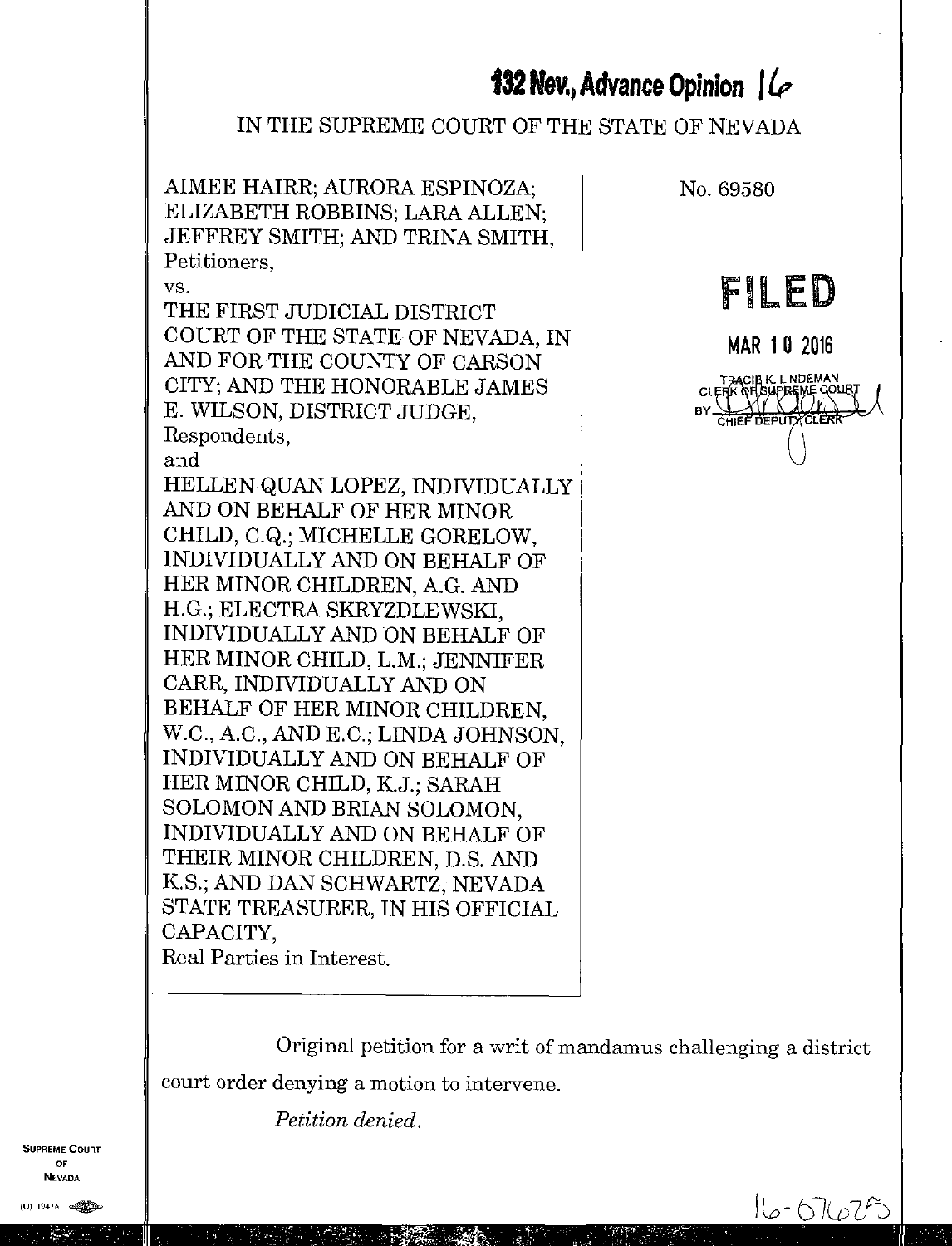# 132 Nev., Advance Opinion 16

IN THE SUPREME COURT OF THE STATE OF NEVADA

AIMEE HAIRR; AURORA ESPINOZA; ELIZABETH ROBBINS; LARA ALLEN; JEFFREY SMITH; AND TRINA SMITH,
Petitioners,
vs.
THE FIRST JUDICIAL DISTRICT COURT OF THE STATE OF NEVADA, IN AND FOR THE COUNTY OF CARSON CITY; AND THE HONORABLE JAMES E. WILSON, DISTRICT JUDGE,
Respondents,
and
HELLEN QUAN LOPEZ, INDIVIDUALLY AND ON BEHALF OF HER MINOR CHILD, C.Q.; MICHELLE GORELOW, INDIVIDUALLY AND ON BEHALF OF HER MINOR CHILDREN, A.G. AND H.G.; ELECTRA SKRYZDLEWSKI, INDIVIDUALLY AND ON BEHALF OF HER MINOR CHILD, L.M.; JENNIFER CARR, INDIVIDUALLY AND ON BEHALF OF HER MINOR CHILDREN, W.C., A.C., AND E.C.; LINDA JOHNSON, INDIVIDUALLY AND ON BEHALF OF HER MINOR CHILD, K.J.; SARAH SOLOMON AND BRIAN SOLOMON, INDIVIDUALLY AND ON BEHALF OF THEIR MINOR CHILDREN, D.S. AND K.S.; AND DAN SCHWARTZ, NEVADA STATE TREASURER, IN HIS OFFICIAL CAPACITY,
Real Parties in Interest.

No. 69580

FILED

MAR 10 2016

TRACIE K. LINDEMAN
CLERK OF SUPREME COURT
BY ______
CHIEF DEPUTY CLERK

Original petition for a writ of mandamus challenging a district court order denying a motion to intervene.

*Petition denied.*

16-07625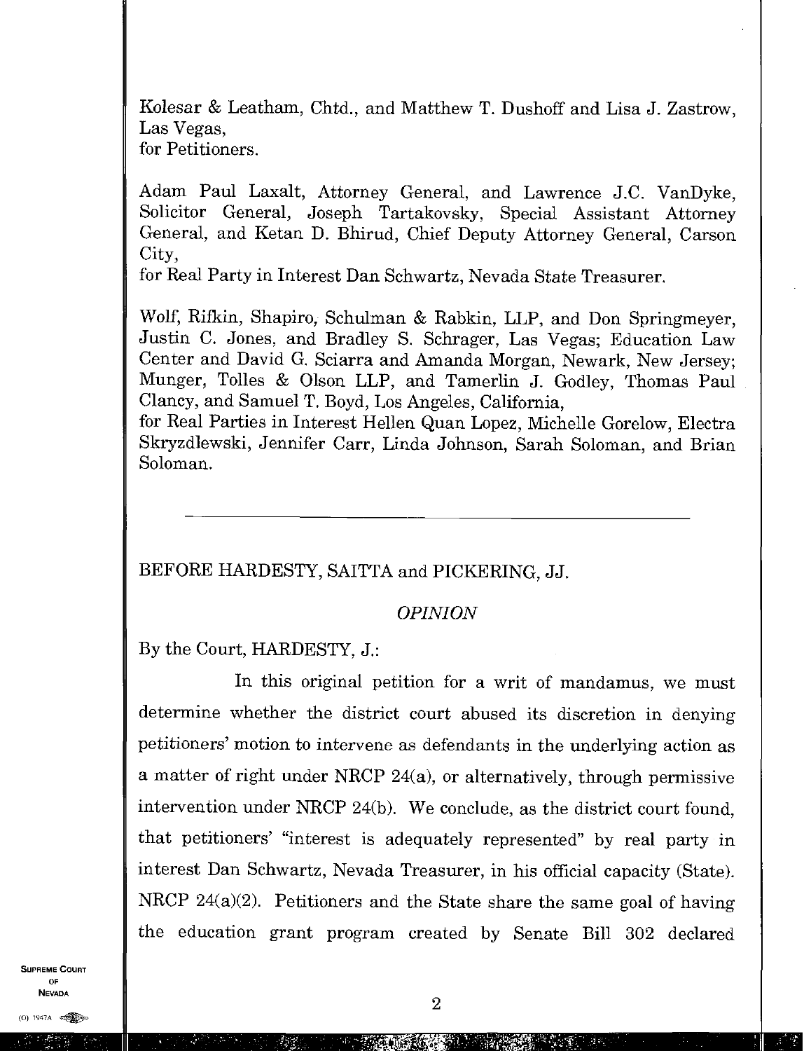Kolesar & Leatham, Chtd., and Matthew T. Dushoff and Lisa J. Zastrow, Las Vegas,
for Petitioners.

Adam Paul Laxalt, Attorney General, and Lawrence J.C. VanDyke, Solicitor General, Joseph Tartakovsky, Special Assistant Attorney General, and Ketan D. Bhirud, Chief Deputy Attorney General, Carson City,
for Real Party in Interest Dan Schwartz, Nevada State Treasurer.

Wolf, Rifkin, Shapiro, Schulman & Rabkin, LLP, and Don Springmeyer, Justin C. Jones, and Bradley S. Schrager, Las Vegas; Education Law Center and David G. Sciarra and Amanda Morgan, Newark, New Jersey; Munger, Tolles & Olson LLP, and Tamerlin J. Godley, Thomas Paul Clancy, and Samuel T. Boyd, Los Angeles, California,
for Real Parties in Interest Hellen Quan Lopez, Michelle Gorelow, Electra Skryzdlewski, Jennifer Carr, Linda Johnson, Sarah Soloman, and Brian Soloman.

---

BEFORE HARDESTY, SAITTA and PICKERING, JJ.

*OPINION*

By the Court, HARDESTY, J.:

In this original petition for a writ of mandamus, we must determine whether the district court abused its discretion in denying petitioners' motion to intervene as defendants in the underlying action as a matter of right under NRCP 24(a), or alternatively, through permissive intervention under NRCP 24(b). We conclude, as the district court found, that petitioners' "interest is adequately represented" by real party in interest Dan Schwartz, Nevada Treasurer, in his official capacity (State). NRCP 24(a)(2). Petitioners and the State share the same goal of having the education grant program created by Senate Bill 302 declared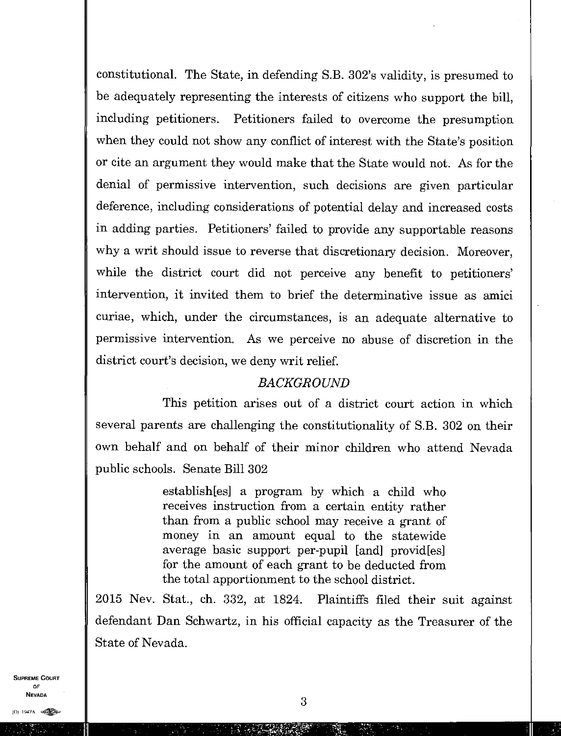constitutional. The State, in defending S.B. 302's validity, is presumed to be adequately representing the interests of citizens who support the bill, including petitioners. Petitioners failed to overcome the presumption when they could not show any conflict of interest with the State's position or cite an argument they would make that the State would not. As for the denial of permissive intervention, such decisions are given particular deference, including considerations of potential delay and increased costs in adding parties. Petitioners' failed to provide any supportable reasons why a writ should issue to reverse that discretionary decision. Moreover, while the district court did not perceive any benefit to petitioners' intervention, it invited them to brief the determinative issue as amici curiae, which, under the circumstances, is an adequate alternative to permissive intervention. As we perceive no abuse of discretion in the district court's decision, we deny writ relief.

## *BACKGROUND*

This petition arises out of a district court action in which several parents are challenging the constitutionality of S.B. 302 on their own behalf and on behalf of their minor children who attend Nevada public schools. Senate Bill 302

> establish[es] a program by which a child who receives instruction from a certain entity rather than from a public school may receive a grant of money in an amount equal to the statewide average basic support per-pupil [and] provid[es] for the amount of each grant to be deducted from the total apportionment to the school district.

2015 Nev. Stat., ch. 332, at 1824. Plaintiffs filed their suit against defendant Dan Schwartz, in his official capacity as the Treasurer of the State of Nevada.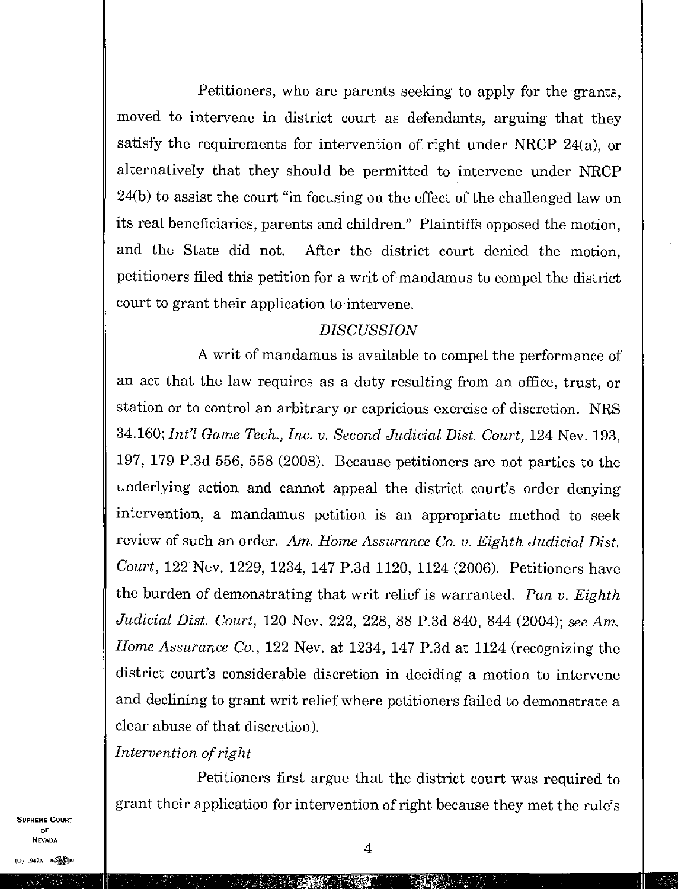Petitioners, who are parents seeking to apply for the grants, moved to intervene in district court as defendants, arguing that they satisfy the requirements for intervention of right under NRCP 24(a), or alternatively that they should be permitted to intervene under NRCP 24(b) to assist the court "in focusing on the effect of the challenged law on its real beneficiaries, parents and children." Plaintiffs opposed the motion, and the State did not. After the district court denied the motion, petitioners filed this petition for a writ of mandamus to compel the district court to grant their application to intervene.

## *DISCUSSION*

A writ of mandamus is available to compel the performance of an act that the law requires as a duty resulting from an office, trust, or station or to control an arbitrary or capricious exercise of discretion. NRS 34.160; *Int'l Game Tech., Inc. v. Second Judicial Dist. Court*, 124 Nev. 193, 197, 179 P.3d 556, 558 (2008). Because petitioners are not parties to the underlying action and cannot appeal the district court's order denying intervention, a mandamus petition is an appropriate method to seek review of such an order. *Am. Home Assurance Co. v. Eighth Judicial Dist. Court*, 122 Nev. 1229, 1234, 147 P.3d 1120, 1124 (2006). Petitioners have the burden of demonstrating that writ relief is warranted. *Pan v. Eighth Judicial Dist. Court*, 120 Nev. 222, 228, 88 P.3d 840, 844 (2004); *see Am. Home Assurance Co.*, 122 Nev. at 1234, 147 P.3d at 1124 (recognizing the district court's considerable discretion in deciding a motion to intervene and declining to grant writ relief where petitioners failed to demonstrate a clear abuse of that discretion).

### *Intervention of right*

Petitioners first argue that the district court was required to grant their application for intervention of right because they met the rule's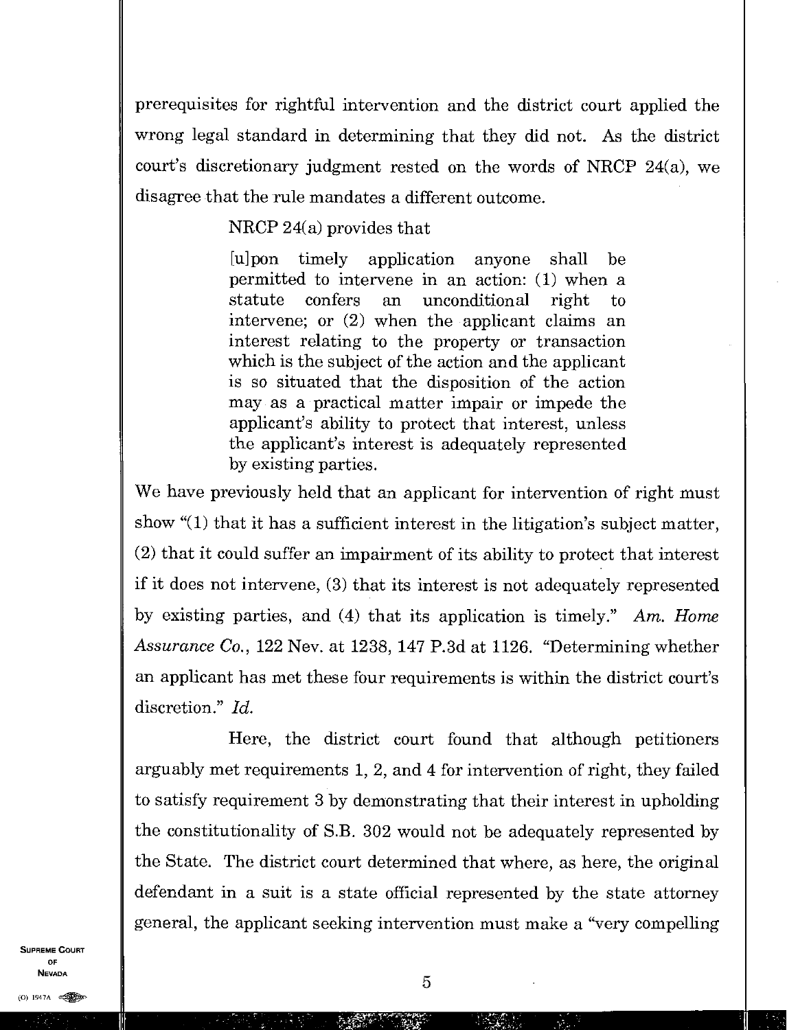prerequisites for rightful intervention and the district court applied the wrong legal standard in determining that they did not. As the district court's discretionary judgment rested on the words of NRCP 24(a), we disagree that the rule mandates a different outcome.

NRCP 24(a) provides that

> [u]pon timely application anyone shall be permitted to intervene in an action: (1) when a statute confers an unconditional right to intervene; or (2) when the applicant claims an interest relating to the property or transaction which is the subject of the action and the applicant is so situated that the disposition of the action may as a practical matter impair or impede the applicant's ability to protect that interest, unless the applicant's interest is adequately represented by existing parties.

We have previously held that an applicant for intervention of right must show "(1) that it has a sufficient interest in the litigation's subject matter, (2) that it could suffer an impairment of its ability to protect that interest if it does not intervene, (3) that its interest is not adequately represented by existing parties, and (4) that its application is timely." *Am. Home Assurance Co.*, 122 Nev. at 1238, 147 P.3d at 1126. "Determining whether an applicant has met these four requirements is within the district court's discretion." *Id.*

Here, the district court found that although petitioners arguably met requirements 1, 2, and 4 for intervention of right, they failed to satisfy requirement 3 by demonstrating that their interest in upholding the constitutionality of S.B. 302 would not be adequately represented by the State. The district court determined that where, as here, the original defendant in a suit is a state official represented by the state attorney general, the applicant seeking intervention must make a "very compelling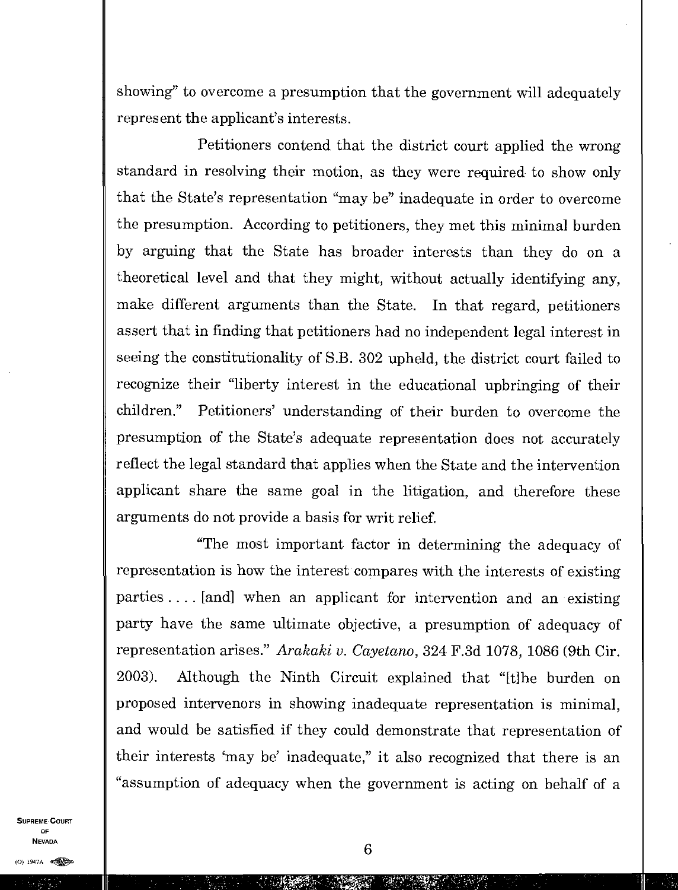showing" to overcome a presumption that the government will adequately represent the applicant's interests.

Petitioners contend that the district court applied the wrong standard in resolving their motion, as they were required to show only that the State's representation "may be" inadequate in order to overcome the presumption. According to petitioners, they met this minimal burden by arguing that the State has broader interests than they do on a theoretical level and that they might, without actually identifying any, make different arguments than the State. In that regard, petitioners assert that in finding that petitioners had no independent legal interest in seeing the constitutionality of S.B. 302 upheld, the district court failed to recognize their "liberty interest in the educational upbringing of their children." Petitioners' understanding of their burden to overcome the presumption of the State's adequate representation does not accurately reflect the legal standard that applies when the State and the intervention applicant share the same goal in the litigation, and therefore these arguments do not provide a basis for writ relief.

"The most important factor in determining the adequacy of representation is how the interest compares with the interests of existing parties . . . . [and] when an applicant for intervention and an existing party have the same ultimate objective, a presumption of adequacy of representation arises." *Arakaki v. Cayetano*, 324 F.3d 1078, 1086 (9th Cir. 2003). Although the Ninth Circuit explained that "[t]he burden on proposed intervenors in showing inadequate representation is minimal, and would be satisfied if they could demonstrate that representation of their interests 'may be' inadequate," it also recognized that there is an "assumption of adequacy when the government is acting on behalf of a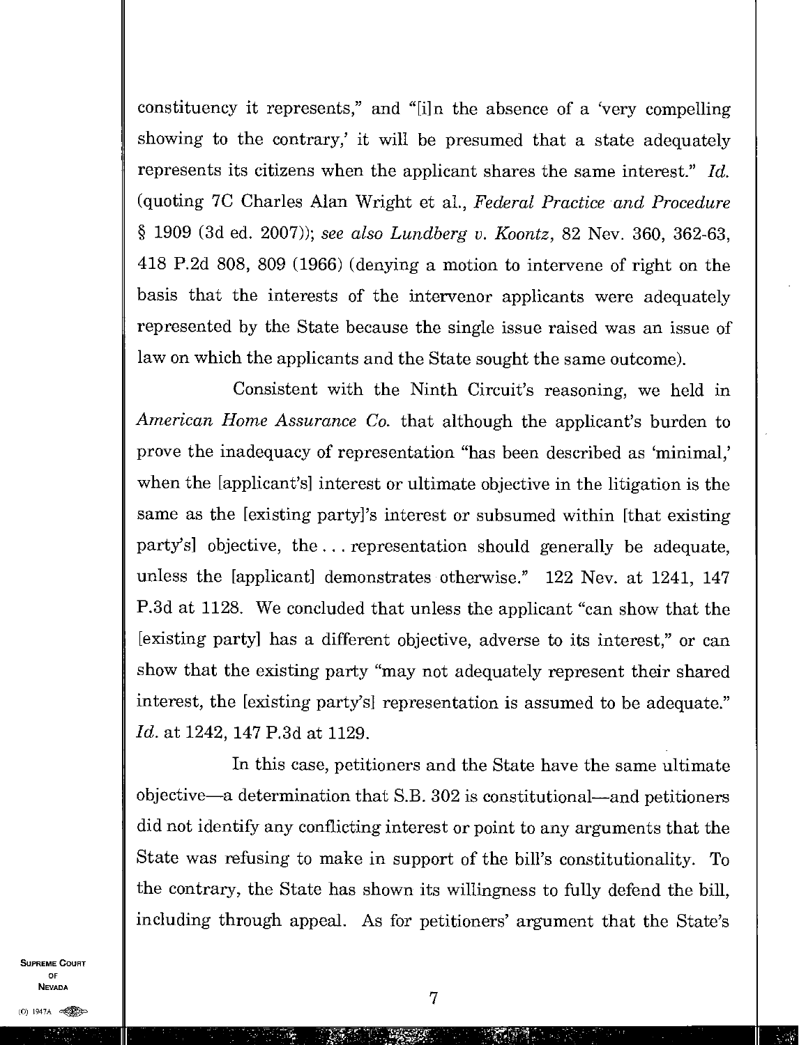constituency it represents," and "[i]n the absence of a 'very compelling showing to the contrary,' it will be presumed that a state adequately represents its citizens when the applicant shares the same interest." *Id.* (quoting 7C Charles Alan Wright et al., *Federal Practice and Procedure* § 1909 (3d ed. 2007)); *see also Lundberg v. Koontz*, 82 Nev. 360, 362-63, 418 P.2d 808, 809 (1966) (denying a motion to intervene of right on the basis that the interests of the intervenor applicants were adequately represented by the State because the single issue raised was an issue of law on which the applicants and the State sought the same outcome).

Consistent with the Ninth Circuit's reasoning, we held in *American Home Assurance Co.* that although the applicant's burden to prove the inadequacy of representation "has been described as 'minimal,' when the [applicant's] interest or ultimate objective in the litigation is the same as the [existing party]'s interest or subsumed within [that existing party's] objective, the . . . representation should generally be adequate, unless the [applicant] demonstrates otherwise." 122 Nev. at 1241, 147 P.3d at 1128. We concluded that unless the applicant "can show that the [existing party] has a different objective, adverse to its interest," or can show that the existing party "may not adequately represent their shared interest, the [existing party's] representation is assumed to be adequate." *Id.* at 1242, 147 P.3d at 1129.

In this case, petitioners and the State have the same ultimate objective—a determination that S.B. 302 is constitutional—and petitioners did not identify any conflicting interest or point to any arguments that the State was refusing to make in support of the bill's constitutionality. To the contrary, the State has shown its willingness to fully defend the bill, including through appeal. As for petitioners' argument that the State's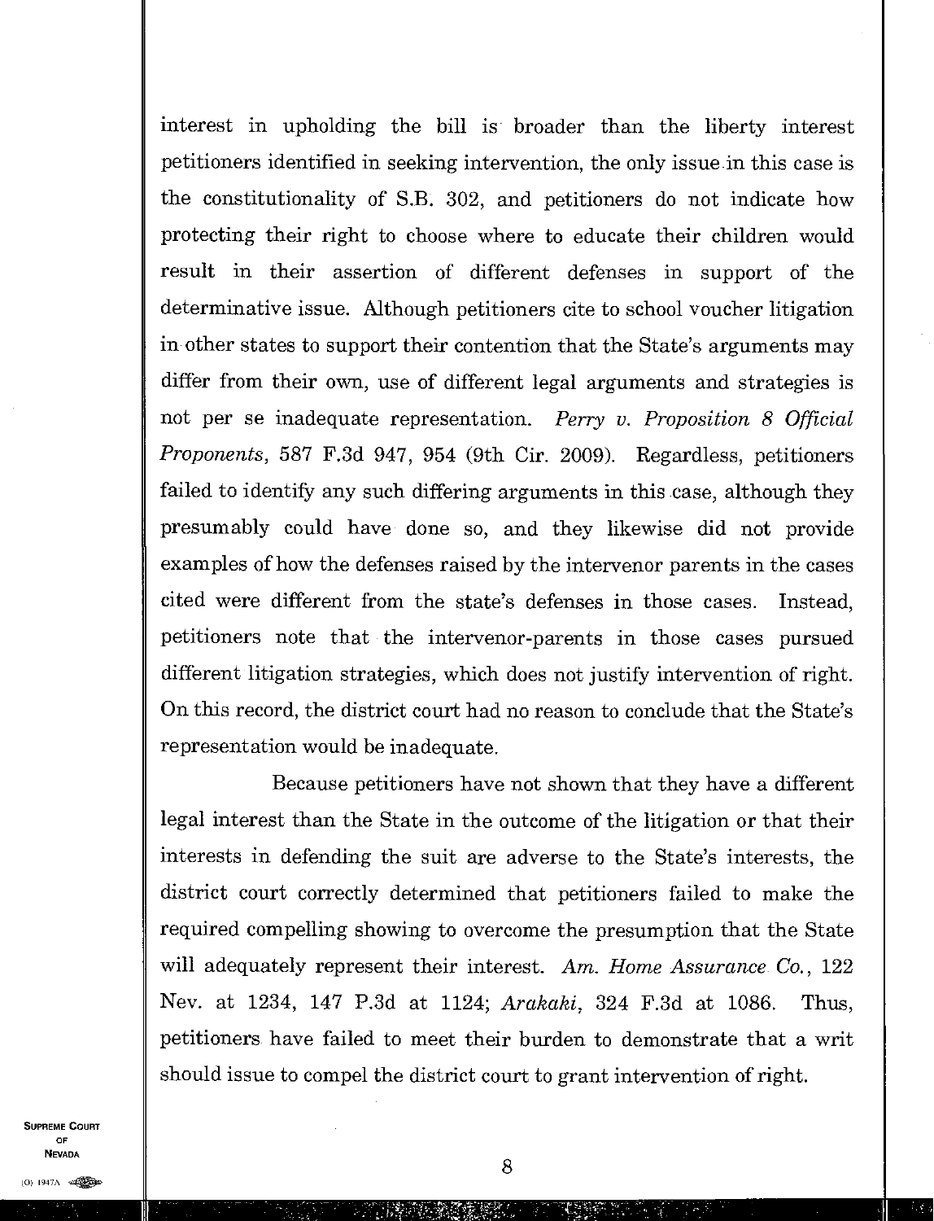interest in upholding the bill is broader than the liberty interest petitioners identified in seeking intervention, the only issue in this case is the constitutionality of S.B. 302, and petitioners do not indicate how protecting their right to choose where to educate their children would result in their assertion of different defenses in support of the determinative issue. Although petitioners cite to school voucher litigation in other states to support their contention that the State's arguments may differ from their own, use of different legal arguments and strategies is not per se inadequate representation. *Perry v. Proposition 8 Official Proponents*, 587 F.3d 947, 954 (9th Cir. 2009). Regardless, petitioners failed to identify any such differing arguments in this case, although they presumably could have done so, and they likewise did not provide examples of how the defenses raised by the intervenor parents in the cases cited were different from the state's defenses in those cases. Instead, petitioners note that the intervenor-parents in those cases pursued different litigation strategies, which does not justify intervention of right. On this record, the district court had no reason to conclude that the State's representation would be inadequate.

Because petitioners have not shown that they have a different legal interest than the State in the outcome of the litigation or that their interests in defending the suit are adverse to the State's interests, the district court correctly determined that petitioners failed to make the required compelling showing to overcome the presumption that the State will adequately represent their interest. *Am. Home Assurance Co.*, 122 Nev. at 1234, 147 P.3d at 1124; *Arakaki*, 324 F.3d at 1086. Thus, petitioners have failed to meet their burden to demonstrate that a writ should issue to compel the district court to grant intervention of right.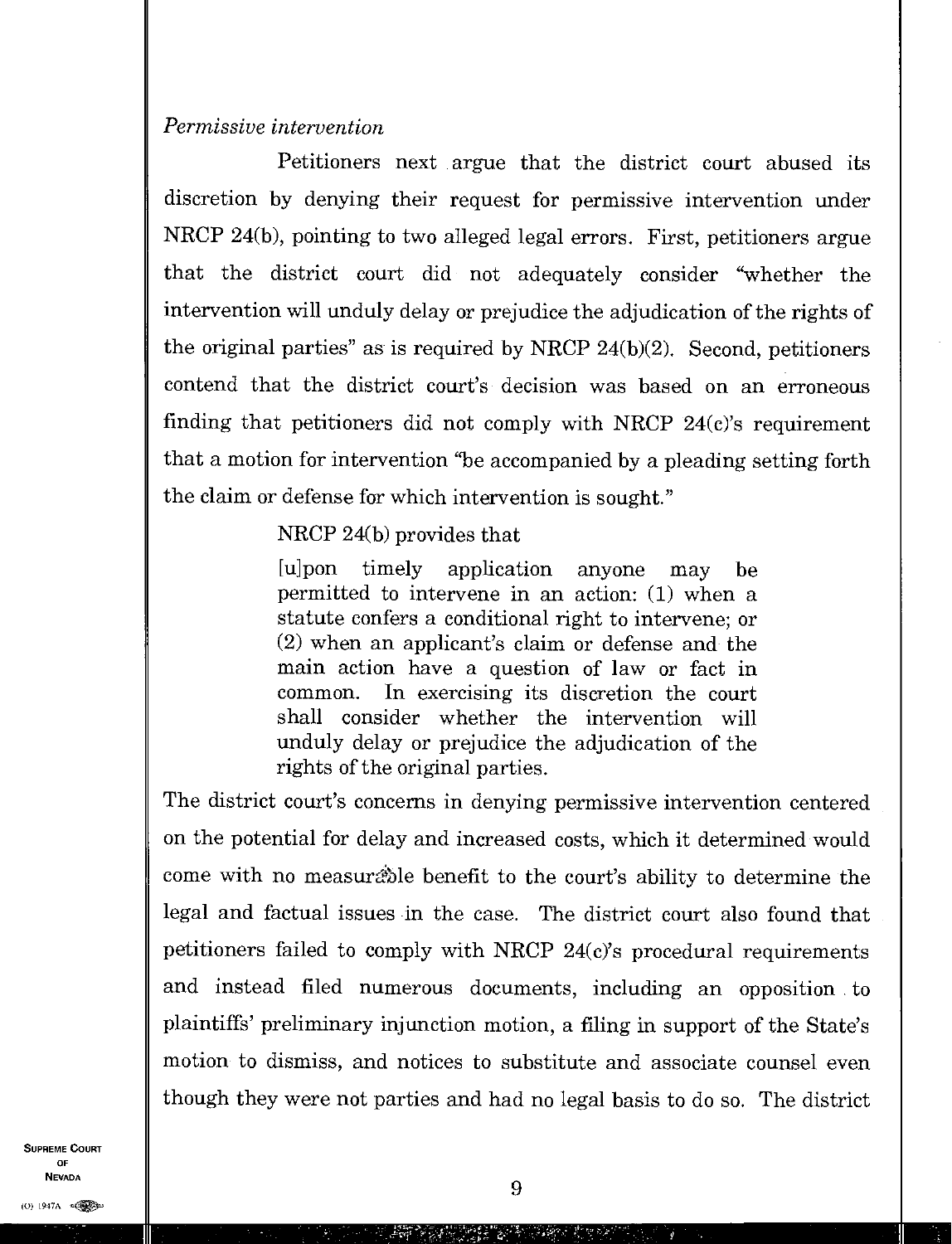*Permissive intervention*

Petitioners next argue that the district court abused its discretion by denying their request for permissive intervention under NRCP 24(b), pointing to two alleged legal errors. First, petitioners argue that the district court did not adequately consider "whether the intervention will unduly delay or prejudice the adjudication of the rights of the original parties" as is required by NRCP 24(b)(2). Second, petitioners contend that the district court's decision was based on an erroneous finding that petitioners did not comply with NRCP 24(c)'s requirement that a motion for intervention "be accompanied by a pleading setting forth the claim or defense for which intervention is sought."

NRCP 24(b) provides that

> [u]pon timely application anyone may be permitted to intervene in an action: (1) when a statute confers a conditional right to intervene; or (2) when an applicant's claim or defense and the main action have a question of law or fact in common. In exercising its discretion the court shall consider whether the intervention will unduly delay or prejudice the adjudication of the rights of the original parties.

The district court's concerns in denying permissive intervention centered on the potential for delay and increased costs, which it determined would come with no measurable benefit to the court's ability to determine the legal and factual issues in the case. The district court also found that petitioners failed to comply with NRCP 24(c)'s procedural requirements and instead filed numerous documents, including an opposition to plaintiffs' preliminary injunction motion, a filing in support of the State's motion to dismiss, and notices to substitute and associate counsel even though they were not parties and had no legal basis to do so. The district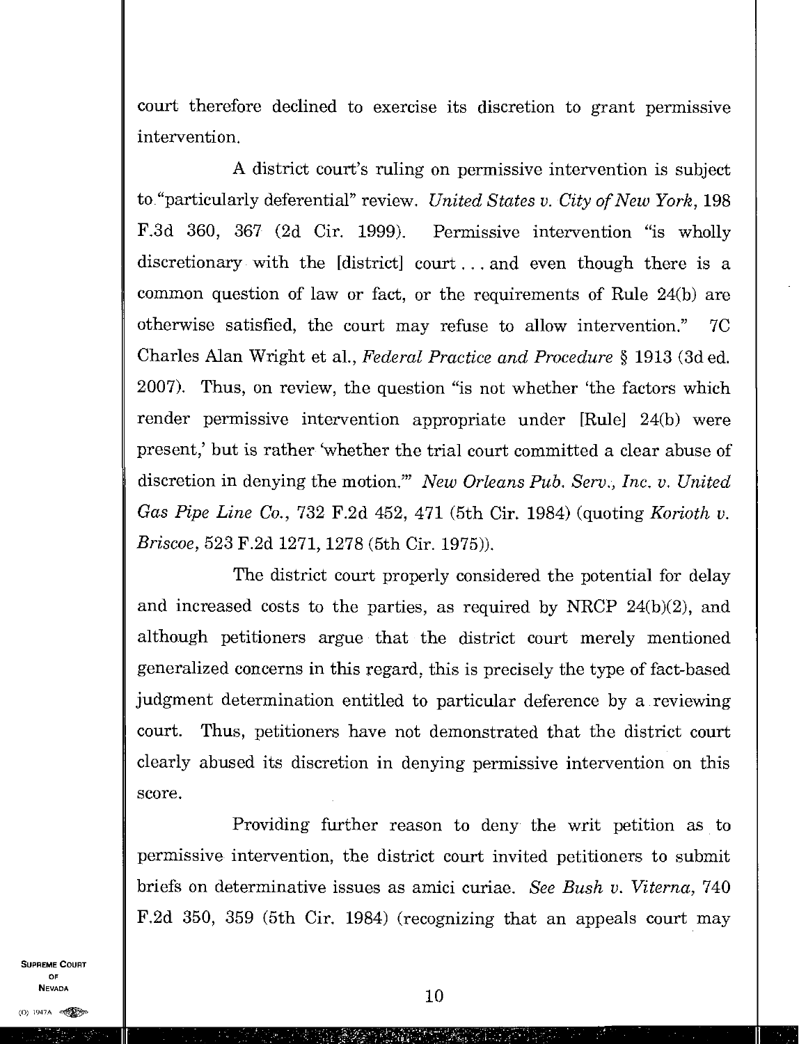court therefore declined to exercise its discretion to grant permissive intervention.

A district court's ruling on permissive intervention is subject to "particularly deferential" review. *United States v. City of New York*, 198 F.3d 360, 367 (2d Cir. 1999). Permissive intervention "is wholly discretionary with the [district] court . . . and even though there is a common question of law or fact, or the requirements of Rule 24(b) are otherwise satisfied, the court may refuse to allow intervention." 7C Charles Alan Wright et al., *Federal Practice and Procedure* § 1913 (3d ed. 2007). Thus, on review, the question "is not whether 'the factors which render permissive intervention appropriate under [Rule] 24(b) were present,' but is rather 'whether the trial court committed a clear abuse of discretion in denying the motion.'" *New Orleans Pub. Serv., Inc. v. United Gas Pipe Line Co.*, 732 F.2d 452, 471 (5th Cir. 1984) (quoting *Korioth v. Briscoe*, 523 F.2d 1271, 1278 (5th Cir. 1975)).

The district court properly considered the potential for delay and increased costs to the parties, as required by NRCP 24(b)(2), and although petitioners argue that the district court merely mentioned generalized concerns in this regard, this is precisely the type of fact-based judgment determination entitled to particular deference by a reviewing court. Thus, petitioners have not demonstrated that the district court clearly abused its discretion in denying permissive intervention on this score.

Providing further reason to deny the writ petition as to permissive intervention, the district court invited petitioners to submit briefs on determinative issues as amici curiae. *See Bush v. Viterna*, 740 F.2d 350, 359 (5th Cir. 1984) (recognizing that an appeals court may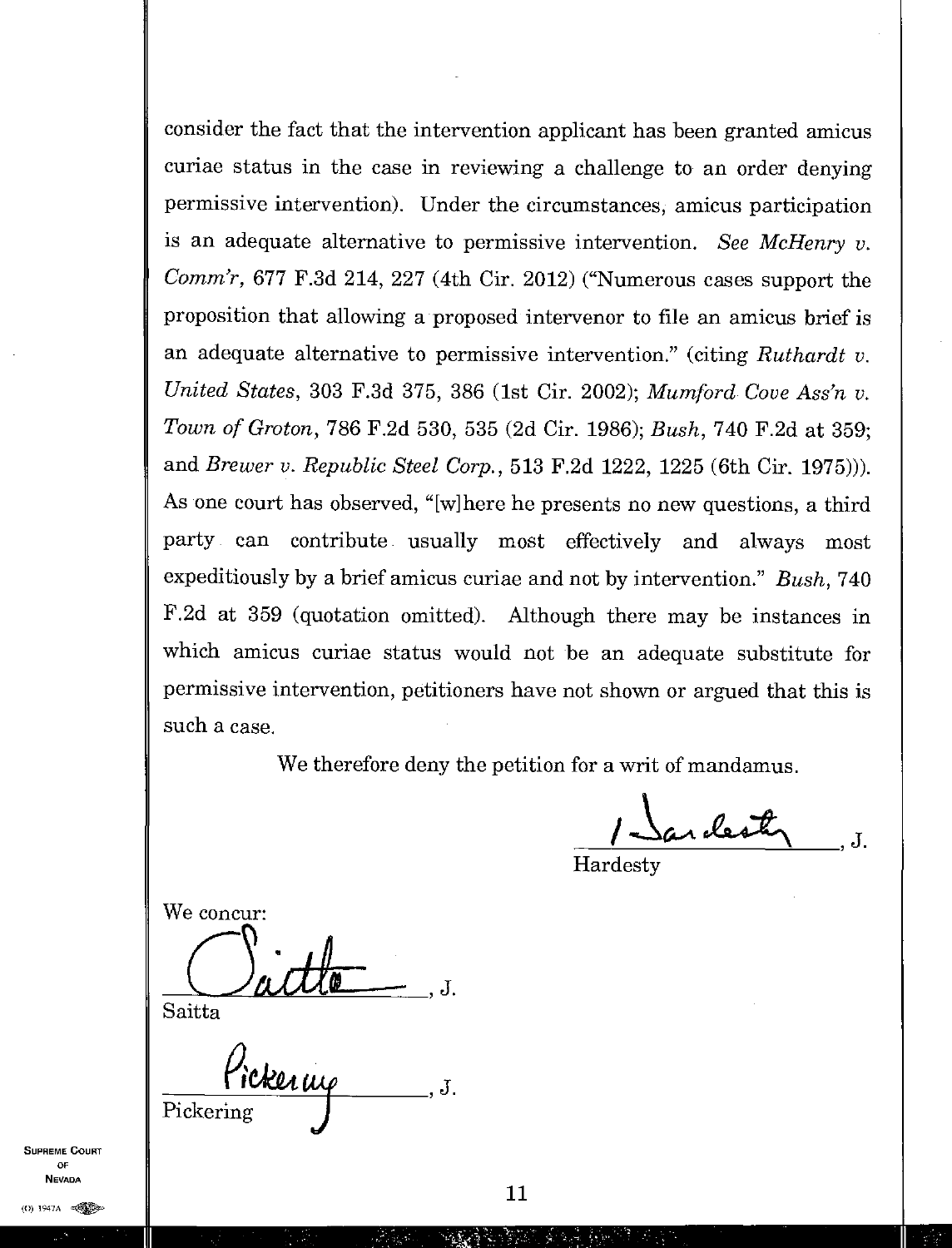consider the fact that the intervention applicant has been granted amicus curiae status in the case in reviewing a challenge to an order denying permissive intervention). Under the circumstances, amicus participation is an adequate alternative to permissive intervention. *See McHenry v. Comm'r*, 677 F.3d 214, 227 (4th Cir. 2012) ("Numerous cases support the proposition that allowing a proposed intervenor to file an amicus brief is an adequate alternative to permissive intervention." (citing *Ruthardt v. United States*, 303 F.3d 375, 386 (1st Cir. 2002); *Mumford Cove Ass'n v. Town of Groton*, 786 F.2d 530, 535 (2d Cir. 1986); *Bush*, 740 F.2d at 359; and *Brewer v. Republic Steel Corp.*, 513 F.2d 1222, 1225 (6th Cir. 1975))). As one court has observed, "[w]here he presents no new questions, a third party can contribute usually most effectively and always most expeditiously by a brief amicus curiae and not by intervention." *Bush*, 740 F.2d at 359 (quotation omitted). Although there may be instances in which amicus curiae status would not be an adequate substitute for permissive intervention, petitioners have not shown or argued that this is such a case.

We therefore deny the petition for a writ of mandamus.

_______________, J.
Hardesty

We concur:

_______________, J.
Saitta

_______________, J.
Pickering